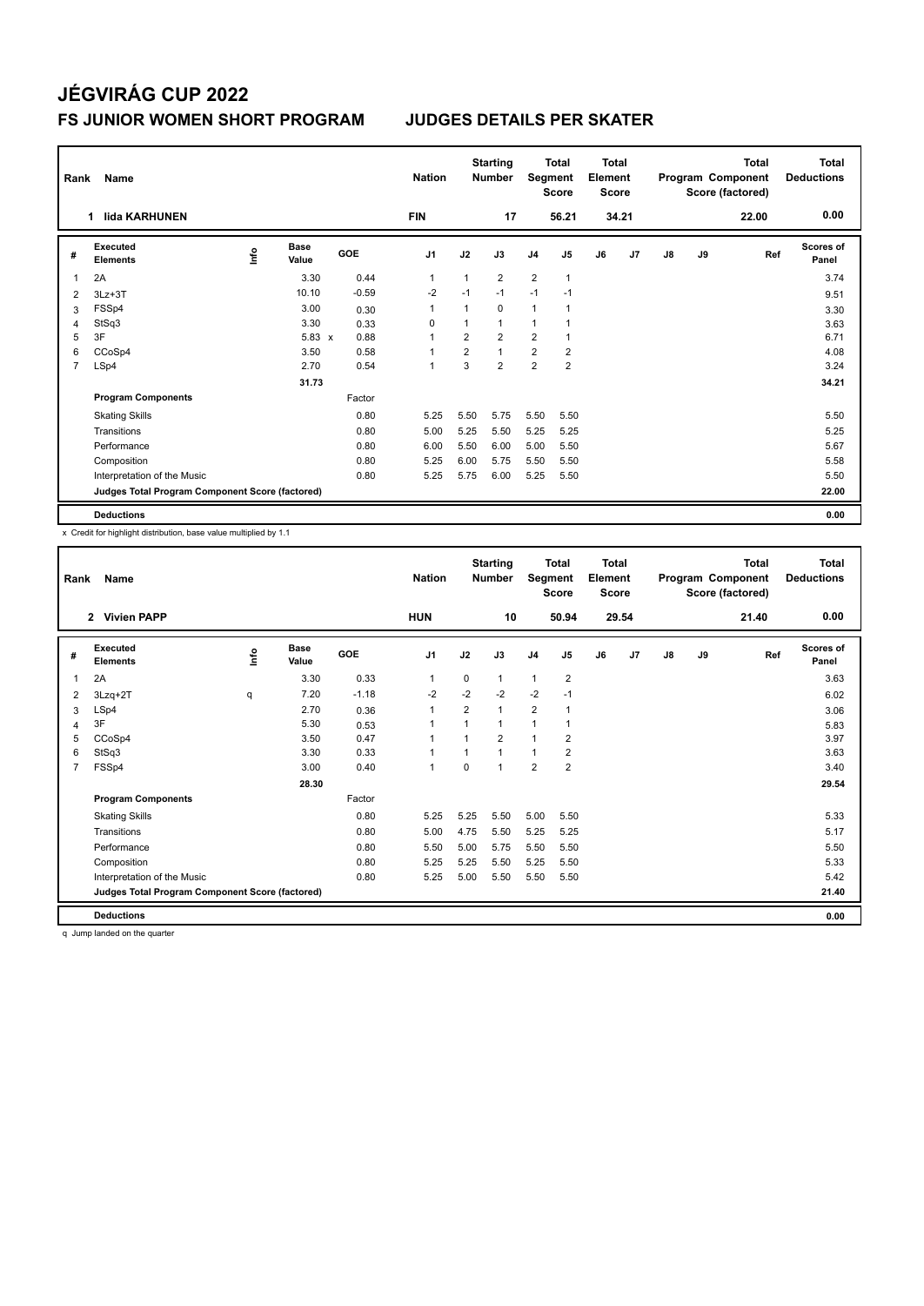# JÉGVIRÁG CUP 2022

## FS JUNIOR WOMEN SHORT PROGRAM　　JUDGES DETAILS PER SKATER

| Rank | Name | Nation | Starting Number | Total Segment Score | Total Element Score | Total Program Component Score (factored) | Total Deductions |
|---|---|---|---|---|---|---|---|
| 1 | Iida KARHUNEN | FIN | 17 | 56.21 | 34.21 | 22.00 | 0.00 |

| # | Executed Elements | Info | Base Value | GOE | J1 | J2 | J3 | J4 | J5 | J6 | J7 | J8 | J9 | Ref | Scores of Panel |
|---|---|---|---|---|---|---|---|---|---|---|---|---|---|---|---|
| 1 | 2A | | 3.30 | 0.44 | 1 | 1 | 2 | 2 | 1 | | | | | | 3.74 |
| 2 | 3Lz+3T | | 10.10 | -0.59 | -2 | -1 | -1 | -1 | -1 | | | | | | 9.51 |
| 3 | FSSp4 | | 3.00 | 0.30 | 1 | 1 | 0 | 1 | 1 | | | | | | 3.30 |
| 4 | StSq3 | | 3.30 | 0.33 | 0 | 1 | 1 | 1 | 1 | | | | | | 3.63 |
| 5 | 3F | | 5.83 x | 0.88 | 1 | 2 | 2 | 2 | 1 | | | | | | 6.71 |
| 6 | CCoSp4 | | 3.50 | 0.58 | 1 | 2 | 1 | 2 | 2 | | | | | | 4.08 |
| 7 | LSp4 | | 2.70 | 0.54 | 1 | 3 | 2 | 2 | 2 | | | | | | 3.24 |
| | | | 31.73 | | | | | | | | | | | | 34.21 |
| | **Program Components** | | | Factor | | | | | | | | | | | |
| | Skating Skills | | | 0.80 | 5.25 | 5.50 | 5.75 | 5.50 | 5.50 | | | | | | 5.50 |
| | Transitions | | | 0.80 | 5.00 | 5.25 | 5.50 | 5.25 | 5.25 | | | | | | 5.25 |
| | Performance | | | 0.80 | 6.00 | 5.50 | 6.00 | 5.00 | 5.50 | | | | | | 5.67 |
| | Composition | | | 0.80 | 5.25 | 6.00 | 5.75 | 5.50 | 5.50 | | | | | | 5.58 |
| | Interpretation of the Music | | | 0.80 | 5.25 | 5.75 | 6.00 | 5.25 | 5.50 | | | | | | 5.50 |
| | **Judges Total Program Component Score (factored)** | | | | | | | | | | | | | | 22.00 |
| | **Deductions** | | | | | | | | | | | | | | 0.00 |

x Credit for highlight distribution, base value multiplied by 1.1

| Rank | Name | Nation | Starting Number | Total Segment Score | Total Element Score | Total Program Component Score (factored) | Total Deductions |
|---|---|---|---|---|---|---|---|
| 2 | Vivien PAPP | HUN | 10 | 50.94 | 29.54 | 21.40 | 0.00 |

| # | Executed Elements | Info | Base Value | GOE | J1 | J2 | J3 | J4 | J5 | J6 | J7 | J8 | J9 | Ref | Scores of Panel |
|---|---|---|---|---|---|---|---|---|---|---|---|---|---|---|---|
| 1 | 2A | | 3.30 | 0.33 | 1 | 0 | 1 | 1 | 2 | | | | | | 3.63 |
| 2 | 3Lzq+2T | q | 7.20 | -1.18 | -2 | -2 | -2 | -2 | -1 | | | | | | 6.02 |
| 3 | LSp4 | | 2.70 | 0.36 | 1 | 2 | 1 | 2 | 1 | | | | | | 3.06 |
| 4 | 3F | | 5.30 | 0.53 | 1 | 1 | 1 | 1 | 1 | | | | | | 5.83 |
| 5 | CCoSp4 | | 3.50 | 0.47 | 1 | 1 | 2 | 1 | 2 | | | | | | 3.97 |
| 6 | StSq3 | | 3.30 | 0.33 | 1 | 1 | 1 | 1 | 2 | | | | | | 3.63 |
| 7 | FSSp4 | | 3.00 | 0.40 | 1 | 0 | 1 | 2 | 2 | | | | | | 3.40 |
| | | | 28.30 | | | | | | | | | | | | 29.54 |
| | **Program Components** | | | Factor | | | | | | | | | | | |
| | Skating Skills | | | 0.80 | 5.25 | 5.25 | 5.50 | 5.00 | 5.50 | | | | | | 5.33 |
| | Transitions | | | 0.80 | 5.00 | 4.75 | 5.50 | 5.25 | 5.25 | | | | | | 5.17 |
| | Performance | | | 0.80 | 5.50 | 5.00 | 5.75 | 5.50 | 5.50 | | | | | | 5.50 |
| | Composition | | | 0.80 | 5.25 | 5.25 | 5.50 | 5.25 | 5.50 | | | | | | 5.33 |
| | Interpretation of the Music | | | 0.80 | 5.25 | 5.00 | 5.50 | 5.50 | 5.50 | | | | | | 5.42 |
| | **Judges Total Program Component Score (factored)** | | | | | | | | | | | | | | 21.40 |
| | **Deductions** | | | | | | | | | | | | | | 0.00 |

q Jump landed on the quarter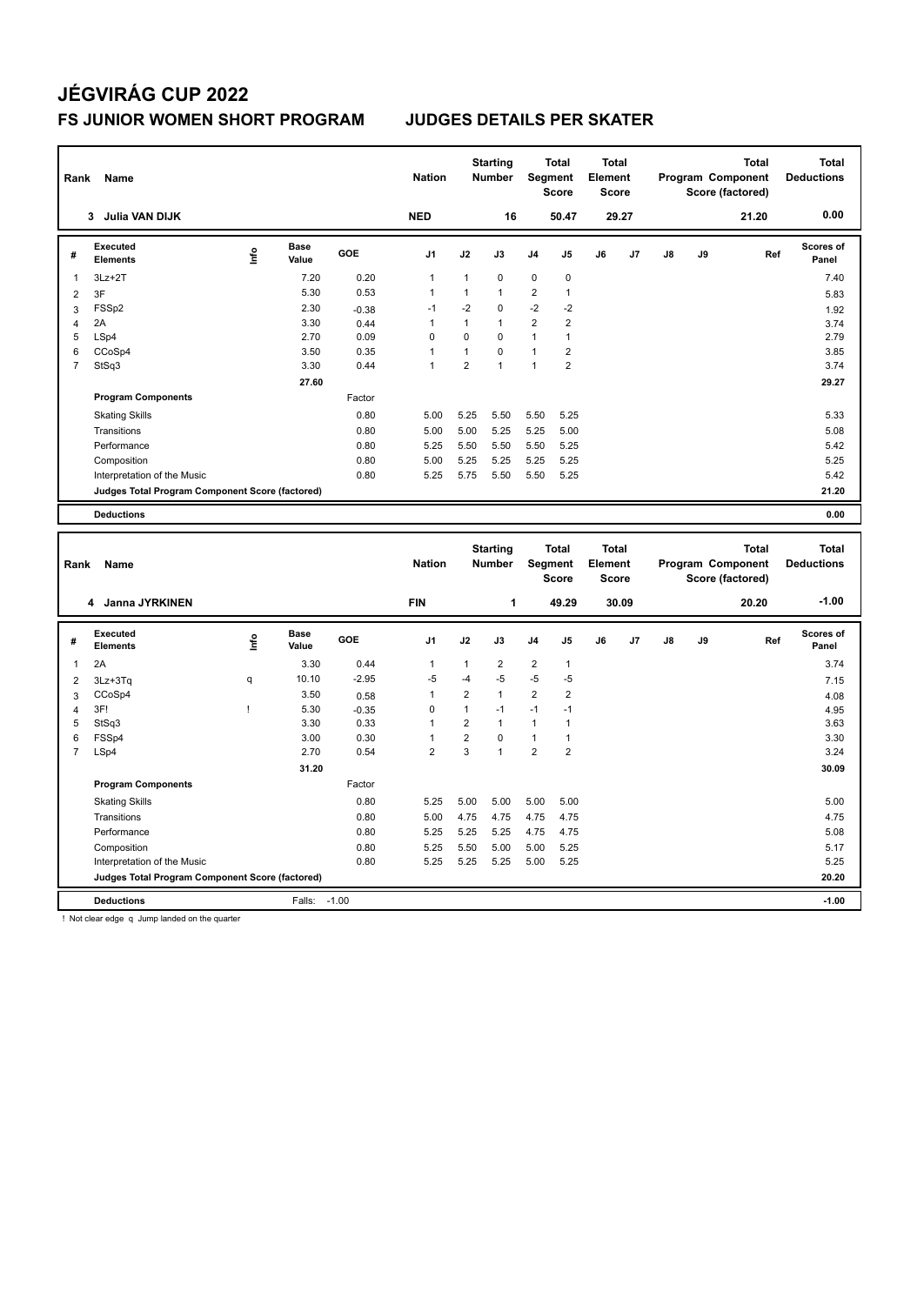# JÉGVIRÁG CUP 2022

## FS JUNIOR WOMEN SHORT PROGRAM JUDGES DETAILS PER SKATER

| Rank | Name | Nation | Starting Number | Total Segment Score | Total Element Score | Total Program Component Score (factored) | Total Deductions |
|---|---|---|---|---|---|---|---|
| 3 | Julia VAN DIJK | NED | 16 | 50.47 | 29.27 | 21.20 | 0.00 |

| # | Executed Elements | Info | Base Value | GOE | J1 | J2 | J3 | J4 | J5 | J6 | J7 | J8 | J9 | Ref | Scores of Panel |
|---|---|---|---|---|---|---|---|---|---|---|---|---|---|---|---|
| 1 | 3Lz+2T | | 7.20 | 0.20 | 1 | 1 | 0 | 0 | 0 | | | | | | 7.40 |
| 2 | 3F | | 5.30 | 0.53 | 1 | 1 | 1 | 2 | 1 | | | | | | 5.83 |
| 3 | FSSp2 | | 2.30 | -0.38 | -1 | -2 | 0 | -2 | -2 | | | | | | 1.92 |
| 4 | 2A | | 3.30 | 0.44 | 1 | 1 | 1 | 2 | 2 | | | | | | 3.74 |
| 5 | LSp4 | | 2.70 | 0.09 | 0 | 0 | 0 | 1 | 1 | | | | | | 2.79 |
| 6 | CCoSp4 | | 3.50 | 0.35 | 1 | 1 | 0 | 1 | 2 | | | | | | 3.85 |
| 7 | StSq3 | | 3.30 | 0.44 | 1 | 2 | 1 | 1 | 2 | | | | | | 3.74 |
| | | | 27.60 | | | | | | | | | | | | 29.27 |
| | **Program Components** | | | Factor | | | | | | | | | | | |
| | Skating Skills | | | 0.80 | 5.00 | 5.25 | 5.50 | 5.50 | 5.25 | | | | | | 5.33 |
| | Transitions | | | 0.80 | 5.00 | 5.00 | 5.25 | 5.25 | 5.00 | | | | | | 5.08 |
| | Performance | | | 0.80 | 5.25 | 5.50 | 5.50 | 5.50 | 5.25 | | | | | | 5.42 |
| | Composition | | | 0.80 | 5.00 | 5.25 | 5.25 | 5.25 | 5.25 | | | | | | 5.25 |
| | Interpretation of the Music | | | 0.80 | 5.25 | 5.75 | 5.50 | 5.50 | 5.25 | | | | | | 5.42 |
| | **Judges Total Program Component Score (factored)** | | | | | | | | | | | | | | 21.20 |
| | **Deductions** | | | | | | | | | | | | | | 0.00 |

| Rank | Name | Nation | Starting Number | Total Segment Score | Total Element Score | Total Program Component Score (factored) | Total Deductions |
|---|---|---|---|---|---|---|---|
| 4 | Janna JYRKINEN | FIN | 1 | 49.29 | 30.09 | 20.20 | -1.00 |

| # | Executed Elements | Info | Base Value | GOE | J1 | J2 | J3 | J4 | J5 | J6 | J7 | J8 | J9 | Ref | Scores of Panel |
|---|---|---|---|---|---|---|---|---|---|---|---|---|---|---|---|
| 1 | 2A | | 3.30 | 0.44 | 1 | 1 | 2 | 2 | 1 | | | | | | 3.74 |
| 2 | 3Lz+3Tq | q | 10.10 | -2.95 | -5 | -4 | -5 | -5 | -5 | | | | | | 7.15 |
| 3 | CCoSp4 | | 3.50 | 0.58 | 1 | 2 | 1 | 2 | 2 | | | | | | 4.08 |
| 4 | 3F! | ! | 5.30 | -0.35 | 0 | 1 | -1 | -1 | -1 | | | | | | 4.95 |
| 5 | StSq3 | | 3.30 | 0.33 | 1 | 2 | 1 | 1 | 1 | | | | | | 3.63 |
| 6 | FSSp4 | | 3.00 | 0.30 | 1 | 2 | 0 | 1 | 1 | | | | | | 3.30 |
| 7 | LSp4 | | 2.70 | 0.54 | 2 | 3 | 1 | 2 | 2 | | | | | | 3.24 |
| | | | 31.20 | | | | | | | | | | | | 30.09 |
| | **Program Components** | | | Factor | | | | | | | | | | | |
| | Skating Skills | | | 0.80 | 5.25 | 5.00 | 5.00 | 5.00 | 5.00 | | | | | | 5.00 |
| | Transitions | | | 0.80 | 5.00 | 4.75 | 4.75 | 4.75 | 4.75 | | | | | | 4.75 |
| | Performance | | | 0.80 | 5.25 | 5.25 | 5.25 | 4.75 | 4.75 | | | | | | 5.08 |
| | Composition | | | 0.80 | 5.25 | 5.50 | 5.00 | 5.00 | 5.25 | | | | | | 5.17 |
| | Interpretation of the Music | | | 0.80 | 5.25 | 5.25 | 5.25 | 5.00 | 5.25 | | | | | | 5.25 |
| | **Judges Total Program Component Score (factored)** | | | | | | | | | | | | | | 20.20 |
| | **Deductions** | | Falls: | -1.00 | | | | | | | | | | | -1.00 |

! Not clear edge q Jump landed on the quarter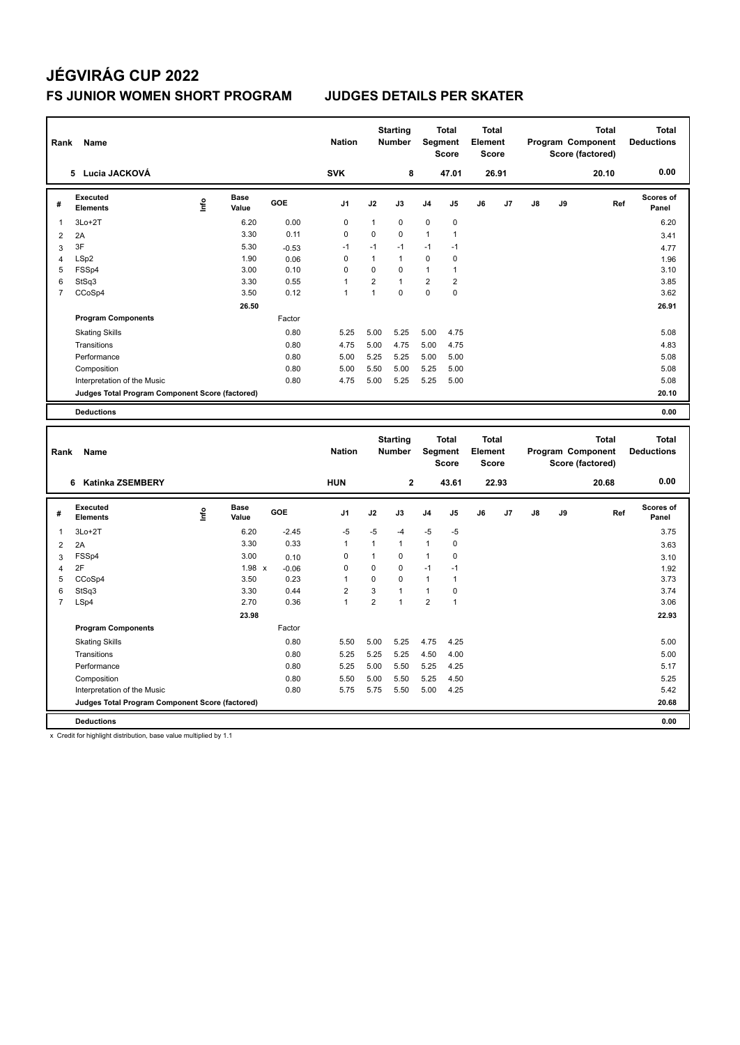# JÉGVIRÁG CUP 2022

## FS JUNIOR WOMEN SHORT PROGRAM    JUDGES DETAILS PER SKATER

| Rank | Name | Nation | Starting Number | Total Segment Score | Total Element Score | Total Program Component Score (factored) | Total Deductions |
|---|---|---|---|---|---|---|---|
| 5 | Lucia JACKOVÁ | SVK | 8 | 47.01 | 26.91 | 20.10 | 0.00 |

| # | Executed Elements | Info | Base Value | GOE | J1 | J2 | J3 | J4 | J5 | J6 | J7 | J8 | J9 | Ref | Scores of Panel |
|---|---|---|---|---|---|---|---|---|---|---|---|---|---|---|---|
| 1 | 3Lo+2T | | 6.20 | 0.00 | 0 | 1 | 0 | 0 | 0 | | | | | | 6.20 |
| 2 | 2A | | 3.30 | 0.11 | 0 | 0 | 0 | 1 | 1 | | | | | | 3.41 |
| 3 | 3F | | 5.30 | -0.53 | -1 | -1 | -1 | -1 | -1 | | | | | | 4.77 |
| 4 | LSp2 | | 1.90 | 0.06 | 0 | 1 | 1 | 0 | 0 | | | | | | 1.96 |
| 5 | FSSp4 | | 3.00 | 0.10 | 0 | 0 | 0 | 1 | 1 | | | | | | 3.10 |
| 6 | StSq3 | | 3.30 | 0.55 | 1 | 2 | 1 | 2 | 2 | | | | | | 3.85 |
| 7 | CCoSp4 | | 3.50 | 0.12 | 1 | 1 | 0 | 0 | 0 | | | | | | 3.62 |
| | | | 26.50 | | | | | | | | | | | | 26.91 |
| | **Program Components** | | | Factor | | | | | | | | | | | |
| | Skating Skills | | | 0.80 | 5.25 | 5.00 | 5.25 | 5.00 | 4.75 | | | | | | 5.08 |
| | Transitions | | | 0.80 | 4.75 | 5.00 | 4.75 | 5.00 | 4.75 | | | | | | 4.83 |
| | Performance | | | 0.80 | 5.00 | 5.25 | 5.25 | 5.00 | 5.00 | | | | | | 5.08 |
| | Composition | | | 0.80 | 5.00 | 5.50 | 5.00 | 5.25 | 5.00 | | | | | | 5.08 |
| | Interpretation of the Music | | | 0.80 | 4.75 | 5.00 | 5.25 | 5.25 | 5.00 | | | | | | 5.08 |
| | **Judges Total Program Component Score (factored)** | | | | | | | | | | | | | | 20.10 |
| | **Deductions** | | | | | | | | | | | | | | 0.00 |

| Rank | Name | Nation | Starting Number | Total Segment Score | Total Element Score | Total Program Component Score (factored) | Total Deductions |
|---|---|---|---|---|---|---|---|
| 6 | Katinka ZSEMBERY | HUN | 2 | 43.61 | 22.93 | 20.68 | 0.00 |

| # | Executed Elements | Info | Base Value | GOE | J1 | J2 | J3 | J4 | J5 | J6 | J7 | J8 | J9 | Ref | Scores of Panel |
|---|---|---|---|---|---|---|---|---|---|---|---|---|---|---|---|
| 1 | 3Lo+2T | | 6.20 | -2.45 | -5 | -5 | -4 | -5 | -5 | | | | | | 3.75 |
| 2 | 2A | | 3.30 | 0.33 | 1 | 1 | 1 | 1 | 0 | | | | | | 3.63 |
| 3 | FSSp4 | | 3.00 | 0.10 | 0 | 1 | 0 | 1 | 0 | | | | | | 3.10 |
| 4 | 2F | | 1.98 x | -0.06 | 0 | 0 | 0 | -1 | -1 | | | | | | 1.92 |
| 5 | CCoSp4 | | 3.50 | 0.23 | 1 | 0 | 0 | 1 | 1 | | | | | | 3.73 |
| 6 | StSq3 | | 3.30 | 0.44 | 2 | 3 | 1 | 1 | 0 | | | | | | 3.74 |
| 7 | LSp4 | | 2.70 | 0.36 | 1 | 2 | 1 | 2 | 1 | | | | | | 3.06 |
| | | | 23.98 | | | | | | | | | | | | 22.93 |
| | **Program Components** | | | Factor | | | | | | | | | | | |
| | Skating Skills | | | 0.80 | 5.50 | 5.00 | 5.25 | 4.75 | 4.25 | | | | | | 5.00 |
| | Transitions | | | 0.80 | 5.25 | 5.25 | 5.25 | 4.50 | 4.00 | | | | | | 5.00 |
| | Performance | | | 0.80 | 5.25 | 5.00 | 5.50 | 5.25 | 4.25 | | | | | | 5.17 |
| | Composition | | | 0.80 | 5.50 | 5.00 | 5.50 | 5.25 | 4.50 | | | | | | 5.25 |
| | Interpretation of the Music | | | 0.80 | 5.75 | 5.75 | 5.50 | 5.00 | 4.25 | | | | | | 5.42 |
| | **Judges Total Program Component Score (factored)** | | | | | | | | | | | | | | 20.68 |
| | **Deductions** | | | | | | | | | | | | | | 0.00 |

x Credit for highlight distribution, base value multiplied by 1.1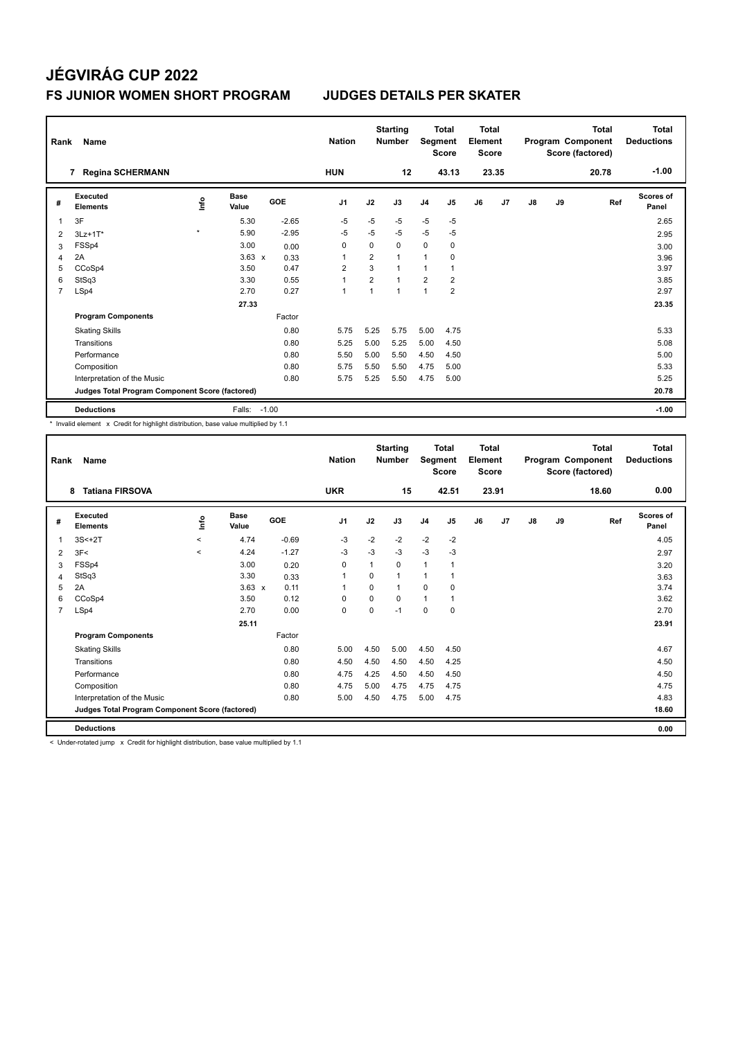# JÉGVIRÁG CUP 2022

## FS JUNIOR WOMEN SHORT PROGRAM — JUDGES DETAILS PER SKATER

| Rank | Name | Nation | Starting Number | Total Segment Score | Total Element Score | Total Program Component Score (factored) | Total Deductions |
|---|---|---|---|---|---|---|---|
| 7 | Regina SCHERMANN | HUN | 12 | 43.13 | 23.35 | 20.78 | -1.00 |

| # | Executed Elements | Info | Base Value | | GOE | J1 | J2 | J3 | J4 | J5 | J6 | J7 | J8 | J9 | Ref | Scores of Panel |
|---|---|---|---|---|---|---|---|---|---|---|---|---|---|---|---|---|
| 1 | 3F | | 5.30 | | -2.65 | -5 | -5 | -5 | -5 | -5 | | | | | | 2.65 |
| 2 | 3Lz+1T* | * | 5.90 | | -2.95 | -5 | -5 | -5 | -5 | -5 | | | | | | 2.95 |
| 3 | FSSp4 | | 3.00 | | 0.00 | 0 | 0 | 0 | 0 | 0 | | | | | | 3.00 |
| 4 | 2A | | 3.63 | x | 0.33 | 1 | 2 | 1 | 1 | 0 | | | | | | 3.96 |
| 5 | CCoSp4 | | 3.50 | | 0.47 | 2 | 3 | 1 | 1 | 1 | | | | | | 3.97 |
| 6 | StSq3 | | 3.30 | | 0.55 | 1 | 2 | 1 | 2 | 2 | | | | | | 3.85 |
| 7 | LSp4 | | 2.70 | | 0.27 | 1 | 1 | 1 | 1 | 2 | | | | | | 2.97 |
| | | | 27.33 | | | | | | | | | | | | | 23.35 |
| | **Program Components** | | | | Factor | | | | | | | | | | | |
| | Skating Skills | | | | 0.80 | 5.75 | 5.25 | 5.75 | 5.00 | 4.75 | | | | | | 5.33 |
| | Transitions | | | | 0.80 | 5.25 | 5.00 | 5.25 | 5.00 | 4.50 | | | | | | 5.08 |
| | Performance | | | | 0.80 | 5.50 | 5.00 | 5.50 | 4.50 | 4.50 | | | | | | 5.00 |
| | Composition | | | | 0.80 | 5.75 | 5.50 | 5.50 | 4.75 | 5.00 | | | | | | 5.33 |
| | Interpretation of the Music | | | | 0.80 | 5.75 | 5.25 | 5.50 | 4.75 | 5.00 | | | | | | 5.25 |
| | **Judges Total Program Component Score (factored)** | | | | | | | | | | | | | | | 20.78 |
| | **Deductions** | | Falls: | | -1.00 | | | | | | | | | | | -1.00 |

\* Invalid element x Credit for highlight distribution, base value multiplied by 1.1

| Rank | Name | Nation | Starting Number | Total Segment Score | Total Element Score | Total Program Component Score (factored) | Total Deductions |
|---|---|---|---|---|---|---|---|
| 8 | Tatiana FIRSOVA | UKR | 15 | 42.51 | 23.91 | 18.60 | 0.00 |

| # | Executed Elements | Info | Base Value | | GOE | J1 | J2 | J3 | J4 | J5 | J6 | J7 | J8 | J9 | Ref | Scores of Panel |
|---|---|---|---|---|---|---|---|---|---|---|---|---|---|---|---|---|
| 1 | 3S<+2T | < | 4.74 | | -0.69 | -3 | -2 | -2 | -2 | -2 | | | | | | 4.05 |
| 2 | 3F< | < | 4.24 | | -1.27 | -3 | -3 | -3 | -3 | -3 | | | | | | 2.97 |
| 3 | FSSp4 | | 3.00 | | 0.20 | 0 | 1 | 0 | 1 | 1 | | | | | | 3.20 |
| 4 | StSq3 | | 3.30 | | 0.33 | 1 | 0 | 1 | 1 | 1 | | | | | | 3.63 |
| 5 | 2A | | 3.63 | x | 0.11 | 1 | 0 | 1 | 0 | 0 | | | | | | 3.74 |
| 6 | CCoSp4 | | 3.50 | | 0.12 | 0 | 0 | 0 | 1 | 1 | | | | | | 3.62 |
| 7 | LSp4 | | 2.70 | | 0.00 | 0 | 0 | -1 | 0 | 0 | | | | | | 2.70 |
| | | | 25.11 | | | | | | | | | | | | | 23.91 |
| | **Program Components** | | | | Factor | | | | | | | | | | | |
| | Skating Skills | | | | 0.80 | 5.00 | 4.50 | 5.00 | 4.50 | 4.50 | | | | | | 4.67 |
| | Transitions | | | | 0.80 | 4.50 | 4.50 | 4.50 | 4.50 | 4.25 | | | | | | 4.50 |
| | Performance | | | | 0.80 | 4.75 | 4.25 | 4.50 | 4.50 | 4.50 | | | | | | 4.50 |
| | Composition | | | | 0.80 | 4.75 | 5.00 | 4.75 | 4.75 | 4.75 | | | | | | 4.75 |
| | Interpretation of the Music | | | | 0.80 | 5.00 | 4.50 | 4.75 | 5.00 | 4.75 | | | | | | 4.83 |
| | **Judges Total Program Component Score (factored)** | | | | | | | | | | | | | | | 18.60 |
| | **Deductions** | | | | | | | | | | | | | | | 0.00 |

< Under-rotated jump x Credit for highlight distribution, base value multiplied by 1.1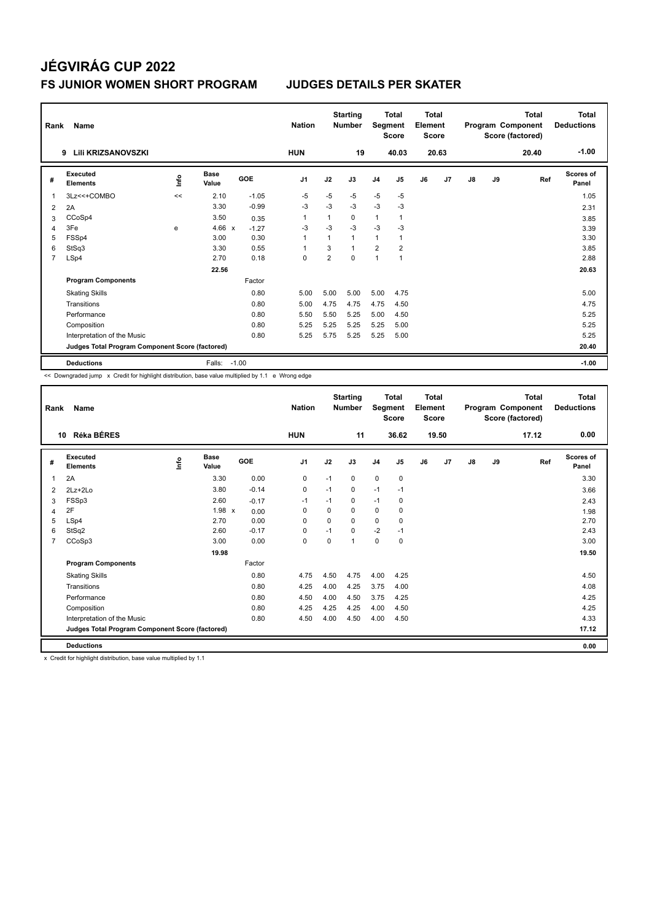# JÉGVIRÁG CUP 2022

## FS JUNIOR WOMEN SHORT PROGRAM — JUDGES DETAILS PER SKATER

| Rank | Name | Nation | Starting Number | Total Segment Score | Total Element Score | Total Program Component Score (factored) | Total Deductions |
|---|---|---|---|---|---|---|---|
| 9 | Lili KRIZSANOVSZKI | HUN | 19 | 40.03 | 20.63 | 20.40 | -1.00 |

| # | Executed Elements | Info | Base Value | GOE | J1 | J2 | J3 | J4 | J5 | J6 | J7 | J8 | J9 | Ref | Scores of Panel |
|---|---|---|---|---|---|---|---|---|---|---|---|---|---|---|---|
| 1 | 3Lz<<+COMBO | << | 2.10 | -1.05 | -5 | -5 | -5 | -5 | -5 | | | | | | 1.05 |
| 2 | 2A | | 3.30 | -0.99 | -3 | -3 | -3 | -3 | -3 | | | | | | 2.31 |
| 3 | CCoSp4 | | 3.50 | 0.35 | 1 | 1 | 0 | 1 | 1 | | | | | | 3.85 |
| 4 | 3Fe | e | 4.66 x | -1.27 | -3 | -3 | -3 | -3 | -3 | | | | | | 3.39 |
| 5 | FSSp4 | | 3.00 | 0.30 | 1 | 1 | 1 | 1 | 1 | | | | | | 3.30 |
| 6 | StSq3 | | 3.30 | 0.55 | 1 | 3 | 1 | 2 | 2 | | | | | | 3.85 |
| 7 | LSp4 | | 2.70 | 0.18 | 0 | 2 | 0 | 1 | 1 | | | | | | 2.88 |
| | | | 22.56 | | | | | | | | | | | | 20.63 |
| | **Program Components** | | | Factor | | | | | | | | | | | |
| | Skating Skills | | | 0.80 | 5.00 | 5.00 | 5.00 | 5.00 | 4.75 | | | | | | 5.00 |
| | Transitions | | | 0.80 | 5.00 | 4.75 | 4.75 | 4.75 | 4.50 | | | | | | 4.75 |
| | Performance | | | 0.80 | 5.50 | 5.50 | 5.25 | 5.00 | 4.50 | | | | | | 5.25 |
| | Composition | | | 0.80 | 5.25 | 5.25 | 5.25 | 5.25 | 5.00 | | | | | | 5.25 |
| | Interpretation of the Music | | | 0.80 | 5.25 | 5.75 | 5.25 | 5.25 | 5.00 | | | | | | 5.25 |
| | **Judges Total Program Component Score (factored)** | | | | | | | | | | | | | | 20.40 |
| | **Deductions** | | Falls: | -1.00 | | | | | | | | | | | -1.00 |

<< Downgraded jump x Credit for highlight distribution, base value multiplied by 1.1 e Wrong edge

| Rank | Name | Nation | Starting Number | Total Segment Score | Total Element Score | Total Program Component Score (factored) | Total Deductions |
|---|---|---|---|---|---|---|---|
| 10 | Réka BÉRES | HUN | 11 | 36.62 | 19.50 | 17.12 | 0.00 |

| # | Executed Elements | Info | Base Value | GOE | J1 | J2 | J3 | J4 | J5 | J6 | J7 | J8 | J9 | Ref | Scores of Panel |
|---|---|---|---|---|---|---|---|---|---|---|---|---|---|---|---|
| 1 | 2A | | 3.30 | 0.00 | 0 | -1 | 0 | 0 | 0 | | | | | | 3.30 |
| 2 | 2Lz+2Lo | | 3.80 | -0.14 | 0 | -1 | 0 | -1 | -1 | | | | | | 3.66 |
| 3 | FSSp3 | | 2.60 | -0.17 | -1 | -1 | 0 | -1 | 0 | | | | | | 2.43 |
| 4 | 2F | | 1.98 x | 0.00 | 0 | 0 | 0 | 0 | 0 | | | | | | 1.98 |
| 5 | LSp4 | | 2.70 | 0.00 | 0 | 0 | 0 | 0 | 0 | | | | | | 2.70 |
| 6 | StSq2 | | 2.60 | -0.17 | 0 | -1 | 0 | -2 | -1 | | | | | | 2.43 |
| 7 | CCoSp3 | | 3.00 | 0.00 | 0 | 0 | 1 | 0 | 0 | | | | | | 3.00 |
| | | | 19.98 | | | | | | | | | | | | 19.50 |
| | **Program Components** | | | Factor | | | | | | | | | | | |
| | Skating Skills | | | 0.80 | 4.75 | 4.50 | 4.75 | 4.00 | 4.25 | | | | | | 4.50 |
| | Transitions | | | 0.80 | 4.25 | 4.00 | 4.25 | 3.75 | 4.00 | | | | | | 4.08 |
| | Performance | | | 0.80 | 4.50 | 4.00 | 4.50 | 3.75 | 4.25 | | | | | | 4.25 |
| | Composition | | | 0.80 | 4.25 | 4.25 | 4.25 | 4.00 | 4.50 | | | | | | 4.25 |
| | Interpretation of the Music | | | 0.80 | 4.50 | 4.00 | 4.50 | 4.00 | 4.50 | | | | | | 4.33 |
| | **Judges Total Program Component Score (factored)** | | | | | | | | | | | | | | 17.12 |
| | **Deductions** | | | | | | | | | | | | | | 0.00 |

x Credit for highlight distribution, base value multiplied by 1.1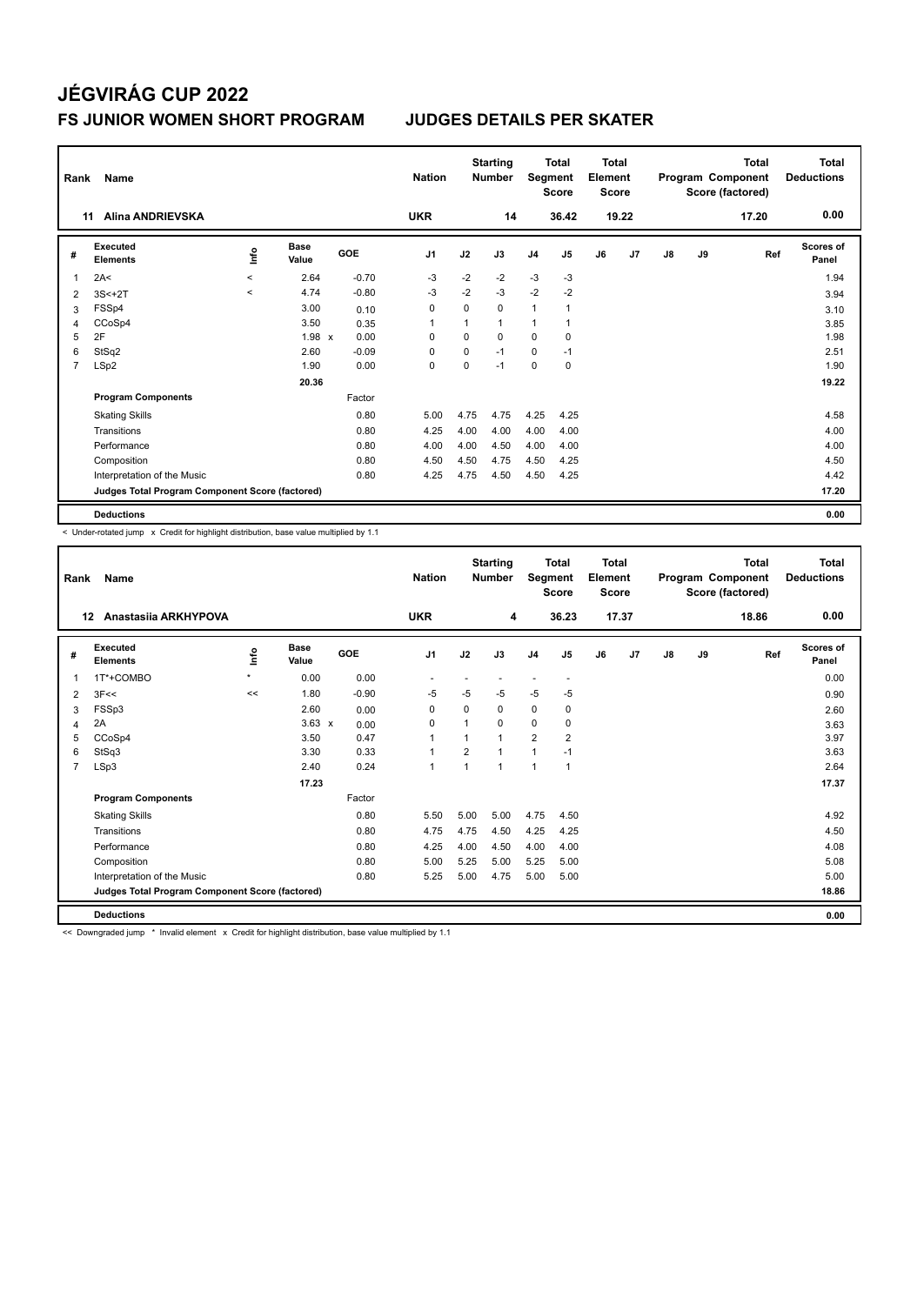# JÉGVIRÁG CUP 2022

## FS JUNIOR WOMEN SHORT PROGRAM — JUDGES DETAILS PER SKATER

| Rank | Name | Nation | Starting Number | Total Segment Score | Total Element Score | Total Program Component Score (factored) | Total Deductions |
|---|---|---|---|---|---|---|---|
| 11 | Alina ANDRIEVSKA | UKR | 14 | 36.42 | 19.22 | 17.20 | 0.00 |

| # | Executed Elements | Info | Base Value | GOE | J1 | J2 | J3 | J4 | J5 | J6 | J7 | J8 | J9 | Ref | Scores of Panel |
|---|---|---|---|---|---|---|---|---|---|---|---|---|---|---|---|
| 1 | 2A< | < | 2.64 | -0.70 | -3 | -2 | -2 | -3 | -3 | | | | | | 1.94 |
| 2 | 3S<+2T | < | 4.74 | -0.80 | -3 | -2 | -3 | -2 | -2 | | | | | | 3.94 |
| 3 | FSSp4 | | 3.00 | 0.10 | 0 | 0 | 0 | 1 | 1 | | | | | | 3.10 |
| 4 | CCoSp4 | | 3.50 | 0.35 | 1 | 1 | 1 | 1 | 1 | | | | | | 3.85 |
| 5 | 2F | | 1.98 x | 0.00 | 0 | 0 | 0 | 0 | 0 | | | | | | 1.98 |
| 6 | StSq2 | | 2.60 | -0.09 | 0 | 0 | -1 | 0 | -1 | | | | | | 2.51 |
| 7 | LSp2 | | 1.90 | 0.00 | 0 | 0 | -1 | 0 | 0 | | | | | | 1.90 |
| | | | 20.36 | | | | | | | | | | | | 19.22 |
| | **Program Components** | | | Factor | | | | | | | | | | | |
| | Skating Skills | | | 0.80 | 5.00 | 4.75 | 4.75 | 4.25 | 4.25 | | | | | | 4.58 |
| | Transitions | | | 0.80 | 4.25 | 4.00 | 4.00 | 4.00 | 4.00 | | | | | | 4.00 |
| | Performance | | | 0.80 | 4.00 | 4.00 | 4.50 | 4.00 | 4.00 | | | | | | 4.00 |
| | Composition | | | 0.80 | 4.50 | 4.50 | 4.75 | 4.50 | 4.25 | | | | | | 4.50 |
| | Interpretation of the Music | | | 0.80 | 4.25 | 4.75 | 4.50 | 4.50 | 4.25 | | | | | | 4.42 |
| | Judges Total Program Component Score (factored) | | | | | | | | | | | | | | 17.20 |
| | **Deductions** | | | | | | | | | | | | | | 0.00 |

< Under-rotated jump x Credit for highlight distribution, base value multiplied by 1.1

| Rank | Name | Nation | Starting Number | Total Segment Score | Total Element Score | Total Program Component Score (factored) | Total Deductions |
|---|---|---|---|---|---|---|---|
| 12 | Anastasiia ARKHYPOVA | UKR | 4 | 36.23 | 17.37 | 18.86 | 0.00 |

| # | Executed Elements | Info | Base Value | GOE | J1 | J2 | J3 | J4 | J5 | J6 | J7 | J8 | J9 | Ref | Scores of Panel |
|---|---|---|---|---|---|---|---|---|---|---|---|---|---|---|---|
| 1 | 1T*+COMBO | * | 0.00 | 0.00 | - | - | - | - | - | | | | | | 0.00 |
| 2 | 3F<< | << | 1.80 | -0.90 | -5 | -5 | -5 | -5 | -5 | | | | | | 0.90 |
| 3 | FSSp3 | | 2.60 | 0.00 | 0 | 0 | 0 | 0 | 0 | | | | | | 2.60 |
| 4 | 2A | | 3.63 x | 0.00 | 0 | 1 | 0 | 0 | 0 | | | | | | 3.63 |
| 5 | CCoSp4 | | 3.50 | 0.47 | 1 | 1 | 1 | 2 | 2 | | | | | | 3.97 |
| 6 | StSq3 | | 3.30 | 0.33 | 1 | 2 | 1 | 1 | -1 | | | | | | 3.63 |
| 7 | LSp3 | | 2.40 | 0.24 | 1 | 1 | 1 | 1 | 1 | | | | | | 2.64 |
| | | | 17.23 | | | | | | | | | | | | 17.37 |
| | **Program Components** | | | Factor | | | | | | | | | | | |
| | Skating Skills | | | 0.80 | 5.50 | 5.00 | 5.00 | 4.75 | 4.50 | | | | | | 4.92 |
| | Transitions | | | 0.80 | 4.75 | 4.75 | 4.50 | 4.25 | 4.25 | | | | | | 4.50 |
| | Performance | | | 0.80 | 4.25 | 4.00 | 4.50 | 4.00 | 4.00 | | | | | | 4.08 |
| | Composition | | | 0.80 | 5.00 | 5.25 | 5.00 | 5.25 | 5.00 | | | | | | 5.08 |
| | Interpretation of the Music | | | 0.80 | 5.25 | 5.00 | 4.75 | 5.00 | 5.00 | | | | | | 5.00 |
| | Judges Total Program Component Score (factored) | | | | | | | | | | | | | | 18.86 |
| | **Deductions** | | | | | | | | | | | | | | 0.00 |

<< Downgraded jump * Invalid element x Credit for highlight distribution, base value multiplied by 1.1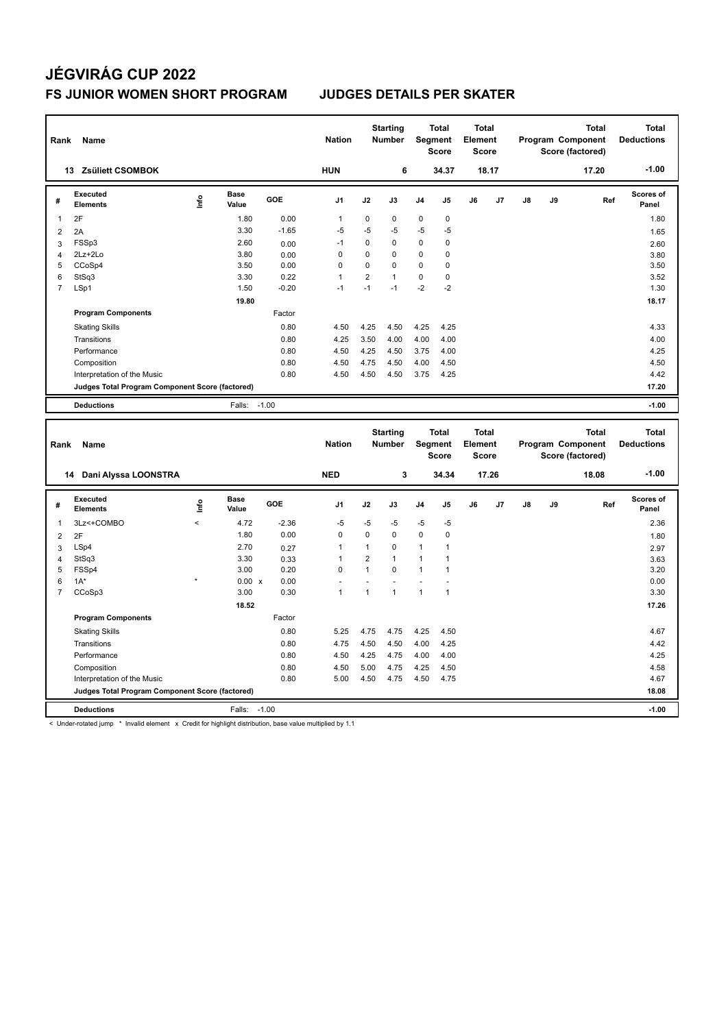# JÉGVIRÁG CUP 2022

## FS JUNIOR WOMEN SHORT PROGRAM — JUDGES DETAILS PER SKATER

| Rank | Name | Nation | Starting Number | Total Segment Score | Total Element Score | Total Program Component Score (factored) | Total Deductions |
|---|---|---|---|---|---|---|---|
| 13 | Zsüliett CSOMBOK | HUN | 6 | 34.37 | 18.17 | 17.20 | -1.00 |

| # | Executed Elements | Info | Base Value | GOE | J1 | J2 | J3 | J4 | J5 | J6 | J7 | J8 | J9 | Ref | Scores of Panel |
|---|---|---|---|---|---|---|---|---|---|---|---|---|---|---|---|
| 1 | 2F | | 1.80 | 0.00 | 1 | 0 | 0 | 0 | 0 | | | | | | 1.80 |
| 2 | 2A | | 3.30 | -1.65 | -5 | -5 | -5 | -5 | -5 | | | | | | 1.65 |
| 3 | FSSp3 | | 2.60 | 0.00 | -1 | 0 | 0 | 0 | 0 | | | | | | 2.60 |
| 4 | 2Lz+2Lo | | 3.80 | 0.00 | 0 | 0 | 0 | 0 | 0 | | | | | | 3.80 |
| 5 | CCoSp4 | | 3.50 | 0.00 | 0 | 0 | 0 | 0 | 0 | | | | | | 3.50 |
| 6 | StSq3 | | 3.30 | 0.22 | 1 | 2 | 1 | 0 | 0 | | | | | | 3.52 |
| 7 | LSp1 | | 1.50 | -0.20 | -1 | -1 | -1 | -2 | -2 | | | | | | 1.30 |
| | | | 19.80 | | | | | | | | | | | | 18.17 |
| | **Program Components** | | | Factor | | | | | | | | | | | |
| | Skating Skills | | | 0.80 | 4.50 | 4.25 | 4.50 | 4.25 | 4.25 | | | | | | 4.33 |
| | Transitions | | | 0.80 | 4.25 | 3.50 | 4.00 | 4.00 | 4.00 | | | | | | 4.00 |
| | Performance | | | 0.80 | 4.50 | 4.25 | 4.50 | 3.75 | 4.00 | | | | | | 4.25 |
| | Composition | | | 0.80 | 4.50 | 4.75 | 4.50 | 4.00 | 4.50 | | | | | | 4.50 |
| | Interpretation of the Music | | | 0.80 | 4.50 | 4.50 | 4.50 | 3.75 | 4.25 | | | | | | 4.42 |
| | **Judges Total Program Component Score (factored)** | | | | | | | | | | | | | | 17.20 |
| | **Deductions** | | Falls: | -1.00 | | | | | | | | | | | -1.00 |

| Rank | Name | Nation | Starting Number | Total Segment Score | Total Element Score | Total Program Component Score (factored) | Total Deductions |
|---|---|---|---|---|---|---|---|
| 14 | Dani Alyssa LOONSTRA | NED | 3 | 34.34 | 17.26 | 18.08 | -1.00 |

| # | Executed Elements | Info | Base Value | GOE | J1 | J2 | J3 | J4 | J5 | J6 | J7 | J8 | J9 | Ref | Scores of Panel |
|---|---|---|---|---|---|---|---|---|---|---|---|---|---|---|---|
| 1 | 3Lz<+COMBO | < | 4.72 | -2.36 | -5 | -5 | -5 | -5 | -5 | | | | | | 2.36 |
| 2 | 2F | | 1.80 | 0.00 | 0 | 0 | 0 | 0 | 0 | | | | | | 1.80 |
| 3 | LSp4 | | 2.70 | 0.27 | 1 | 1 | 0 | 1 | 1 | | | | | | 2.97 |
| 4 | StSq3 | | 3.30 | 0.33 | 1 | 2 | 1 | 1 | 1 | | | | | | 3.63 |
| 5 | FSSp4 | | 3.00 | 0.20 | 0 | 1 | 0 | 1 | 1 | | | | | | 3.20 |
| 6 | 1A* | * | 0.00 x | 0.00 | - | - | - | - | - | | | | | | 0.00 |
| 7 | CCoSp3 | | 3.00 | 0.30 | 1 | 1 | 1 | 1 | 1 | | | | | | 3.30 |
| | | | 18.52 | | | | | | | | | | | | 17.26 |
| | **Program Components** | | | Factor | | | | | | | | | | | |
| | Skating Skills | | | 0.80 | 5.25 | 4.75 | 4.75 | 4.25 | 4.50 | | | | | | 4.67 |
| | Transitions | | | 0.80 | 4.75 | 4.50 | 4.50 | 4.00 | 4.25 | | | | | | 4.42 |
| | Performance | | | 0.80 | 4.50 | 4.25 | 4.75 | 4.00 | 4.00 | | | | | | 4.25 |
| | Composition | | | 0.80 | 4.50 | 5.00 | 4.75 | 4.25 | 4.50 | | | | | | 4.58 |
| | Interpretation of the Music | | | 0.80 | 5.00 | 4.50 | 4.75 | 4.50 | 4.75 | | | | | | 4.67 |
| | **Judges Total Program Component Score (factored)** | | | | | | | | | | | | | | 18.08 |
| | **Deductions** | | Falls: | -1.00 | | | | | | | | | | | -1.00 |

< Under-rotated jump * Invalid element x Credit for highlight distribution, base value multiplied by 1.1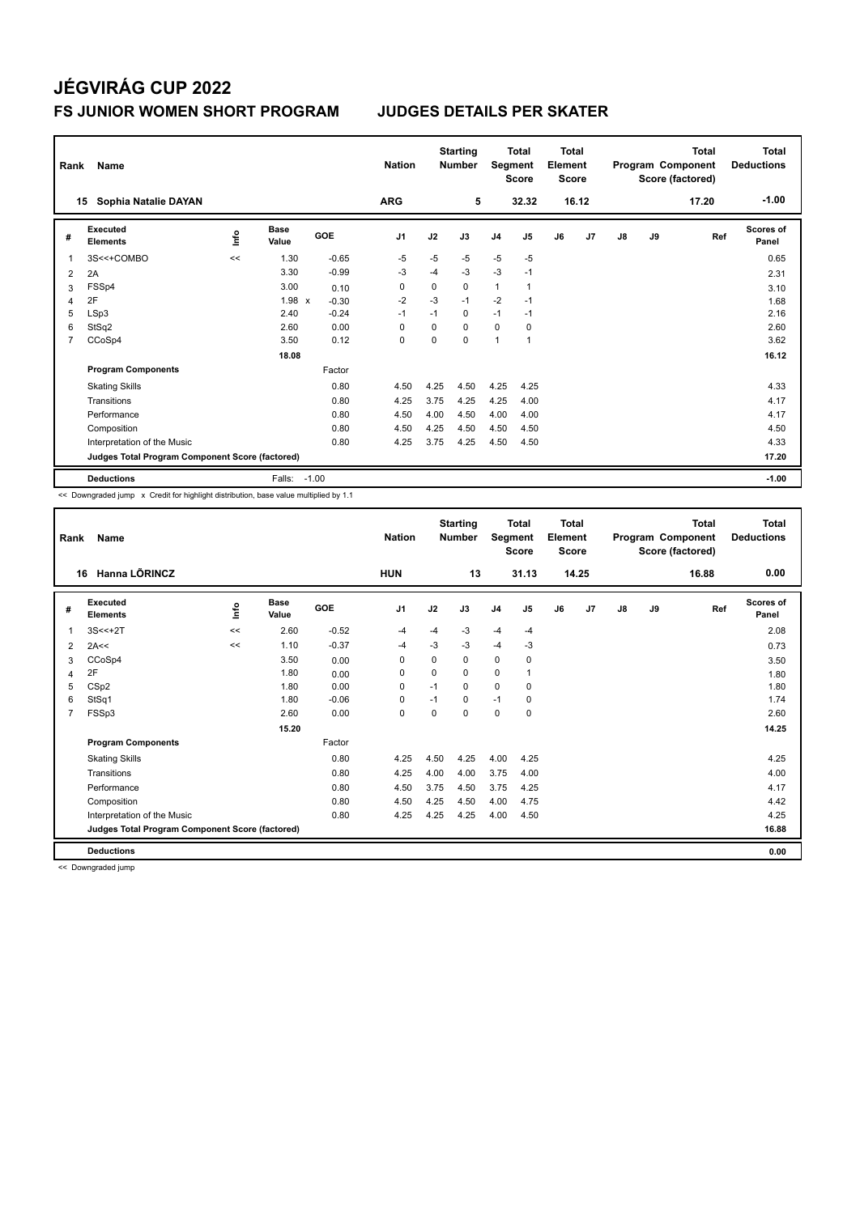# JÉGVIRÁG CUP 2022

## FS JUNIOR WOMEN SHORT PROGRAM — JUDGES DETAILS PER SKATER

| Rank | Name | Nation | Starting Number | Total Segment Score | Total Element Score | Total Program Component Score (factored) | Total Deductions |
|---|---|---|---|---|---|---|---|
| 15 | Sophia Natalie DAYAN | ARG | 5 | 32.32 | 16.12 | 17.20 | -1.00 |

| # | Executed Elements | Info | Base Value | GOE | J1 | J2 | J3 | J4 | J5 | J6 | J7 | J8 | J9 | Ref | Scores of Panel |
|---|---|---|---|---|---|---|---|---|---|---|---|---|---|---|---|
| 1 | 3S<<+COMBO | << | 1.30 | -0.65 | -5 | -5 | -5 | -5 | -5 | | | | | | 0.65 |
| 2 | 2A | | 3.30 | -0.99 | -3 | -4 | -3 | -3 | -1 | | | | | | 2.31 |
| 3 | FSSp4 | | 3.00 | 0.10 | 0 | 0 | 0 | 1 | 1 | | | | | | 3.10 |
| 4 | 2F | | 1.98 x | -0.30 | -2 | -3 | -1 | -2 | -1 | | | | | | 1.68 |
| 5 | LSp3 | | 2.40 | -0.24 | -1 | -1 | 0 | -1 | -1 | | | | | | 2.16 |
| 6 | StSq2 | | 2.60 | 0.00 | 0 | 0 | 0 | 0 | 0 | | | | | | 2.60 |
| 7 | CCoSp4 | | 3.50 | 0.12 | 0 | 0 | 0 | 1 | 1 | | | | | | 3.62 |
| | | | 18.08 | | | | | | | | | | | | 16.12 |
| | **Program Components** | | | Factor | | | | | | | | | | | |
| | Skating Skills | | | 0.80 | 4.50 | 4.25 | 4.50 | 4.25 | 4.25 | | | | | | 4.33 |
| | Transitions | | | 0.80 | 4.25 | 3.75 | 4.25 | 4.25 | 4.00 | | | | | | 4.17 |
| | Performance | | | 0.80 | 4.50 | 4.00 | 4.50 | 4.00 | 4.00 | | | | | | 4.17 |
| | Composition | | | 0.80 | 4.50 | 4.25 | 4.50 | 4.50 | 4.50 | | | | | | 4.50 |
| | Interpretation of the Music | | | 0.80 | 4.25 | 3.75 | 4.25 | 4.50 | 4.50 | | | | | | 4.33 |
| | **Judges Total Program Component Score (factored)** | | | | | | | | | | | | | | 17.20 |
| | **Deductions** | | Falls: | -1.00 | | | | | | | | | | | -1.00 |

<< Downgraded jump x Credit for highlight distribution, base value multiplied by 1.1

| Rank | Name | Nation | Starting Number | Total Segment Score | Total Element Score | Total Program Component Score (factored) | Total Deductions |
|---|---|---|---|---|---|---|---|
| 16 | Hanna LŐRINCZ | HUN | 13 | 31.13 | 14.25 | 16.88 | 0.00 |

| # | Executed Elements | Info | Base Value | GOE | J1 | J2 | J3 | J4 | J5 | J6 | J7 | J8 | J9 | Ref | Scores of Panel |
|---|---|---|---|---|---|---|---|---|---|---|---|---|---|---|---|
| 1 | 3S<<+2T | << | 2.60 | -0.52 | -4 | -4 | -3 | -4 | -4 | | | | | | 2.08 |
| 2 | 2A<< | << | 1.10 | -0.37 | -4 | -3 | -3 | -4 | -3 | | | | | | 0.73 |
| 3 | CCoSp4 | | 3.50 | 0.00 | 0 | 0 | 0 | 0 | 0 | | | | | | 3.50 |
| 4 | 2F | | 1.80 | 0.00 | 0 | 0 | 0 | 0 | 1 | | | | | | 1.80 |
| 5 | CSp2 | | 1.80 | 0.00 | 0 | -1 | 0 | 0 | 0 | | | | | | 1.80 |
| 6 | StSq1 | | 1.80 | -0.06 | 0 | -1 | 0 | -1 | 0 | | | | | | 1.74 |
| 7 | FSSp3 | | 2.60 | 0.00 | 0 | 0 | 0 | 0 | 0 | | | | | | 2.60 |
| | | | 15.20 | | | | | | | | | | | | 14.25 |
| | **Program Components** | | | Factor | | | | | | | | | | | |
| | Skating Skills | | | 0.80 | 4.25 | 4.50 | 4.25 | 4.00 | 4.25 | | | | | | 4.25 |
| | Transitions | | | 0.80 | 4.25 | 4.00 | 4.00 | 3.75 | 4.00 | | | | | | 4.00 |
| | Performance | | | 0.80 | 4.50 | 3.75 | 4.50 | 3.75 | 4.25 | | | | | | 4.17 |
| | Composition | | | 0.80 | 4.50 | 4.25 | 4.50 | 4.00 | 4.75 | | | | | | 4.42 |
| | Interpretation of the Music | | | 0.80 | 4.25 | 4.25 | 4.25 | 4.00 | 4.50 | | | | | | 4.25 |
| | **Judges Total Program Component Score (factored)** | | | | | | | | | | | | | | 16.88 |
| | **Deductions** | | | | | | | | | | | | | | 0.00 |

<< Downgraded jump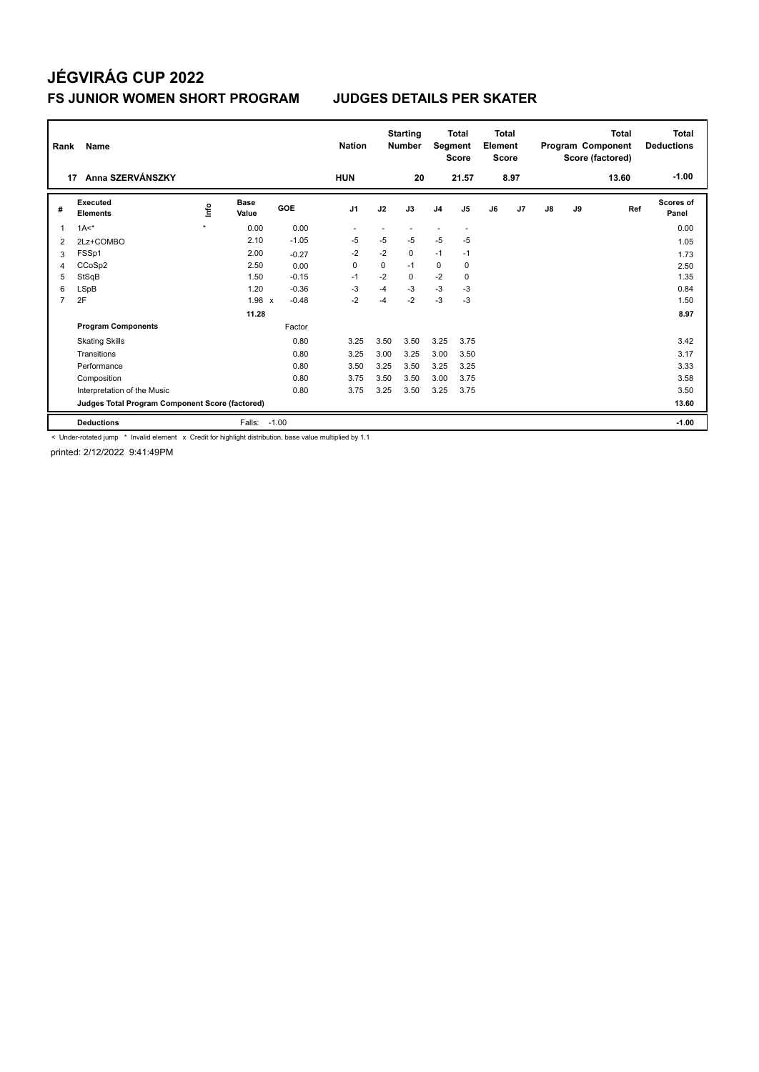# JÉGVIRÁG CUP 2022

## FS JUNIOR WOMEN SHORT PROGRAM JUDGES DETAILS PER SKATER

| Rank | Name | Nation | Starting Number | Total Segment Score | Total Element Score | Total Program Component Score (factored) | Total Deductions |
|---|---|---|---|---|---|---|---|
| 17 | Anna SZERVÁNSZKY | HUN | 20 | 21.57 | 8.97 | 13.60 | -1.00 |

| # | Executed Elements | Info | Base Value | | GOE | J1 | J2 | J3 | J4 | J5 | J6 | J7 | J8 | J9 | Ref | Scores of Panel |
|---|---|---|---|---|---|---|---|---|---|---|---|---|---|---|---|---|
| 1 | 1A<* | * | 0.00 | | 0.00 | - | - | - | - | - | | | | | | 0.00 |
| 2 | 2Lz+COMBO | | 2.10 | | -1.05 | -5 | -5 | -5 | -5 | -5 | | | | | | 1.05 |
| 3 | FSSp1 | | 2.00 | | -0.27 | -2 | -2 | 0 | -1 | -1 | | | | | | 1.73 |
| 4 | CCoSp2 | | 2.50 | | 0.00 | 0 | 0 | -1 | 0 | 0 | | | | | | 2.50 |
| 5 | StSqB | | 1.50 | | -0.15 | -1 | -2 | 0 | -2 | 0 | | | | | | 1.35 |
| 6 | LSpB | | 1.20 | | -0.36 | -3 | -4 | -3 | -3 | -3 | | | | | | 0.84 |
| 7 | 2F | | 1.98 | x | -0.48 | -2 | -4 | -2 | -3 | -3 | | | | | | 1.50 |
| | | | 11.28 | | | | | | | | | | | | | 8.97 |
| | **Program Components** | | | | Factor | | | | | | | | | | | |
| | Skating Skills | | | | 0.80 | 3.25 | 3.50 | 3.50 | 3.25 | 3.75 | | | | | | 3.42 |
| | Transitions | | | | 0.80 | 3.25 | 3.00 | 3.25 | 3.00 | 3.50 | | | | | | 3.17 |
| | Performance | | | | 0.80 | 3.50 | 3.25 | 3.50 | 3.25 | 3.25 | | | | | | 3.33 |
| | Composition | | | | 0.80 | 3.75 | 3.50 | 3.50 | 3.00 | 3.75 | | | | | | 3.58 |
| | Interpretation of the Music | | | | 0.80 | 3.75 | 3.25 | 3.50 | 3.25 | 3.75 | | | | | | 3.50 |
| | **Judges Total Program Component Score (factored)** | | | | | | | | | | | | | | | 13.60 |
| | **Deductions** | | Falls: | | -1.00 | | | | | | | | | | | -1.00 |

< Under-rotated jump * Invalid element x Credit for highlight distribution, base value multiplied by 1.1

printed: 2/12/2022 9:41:49PM